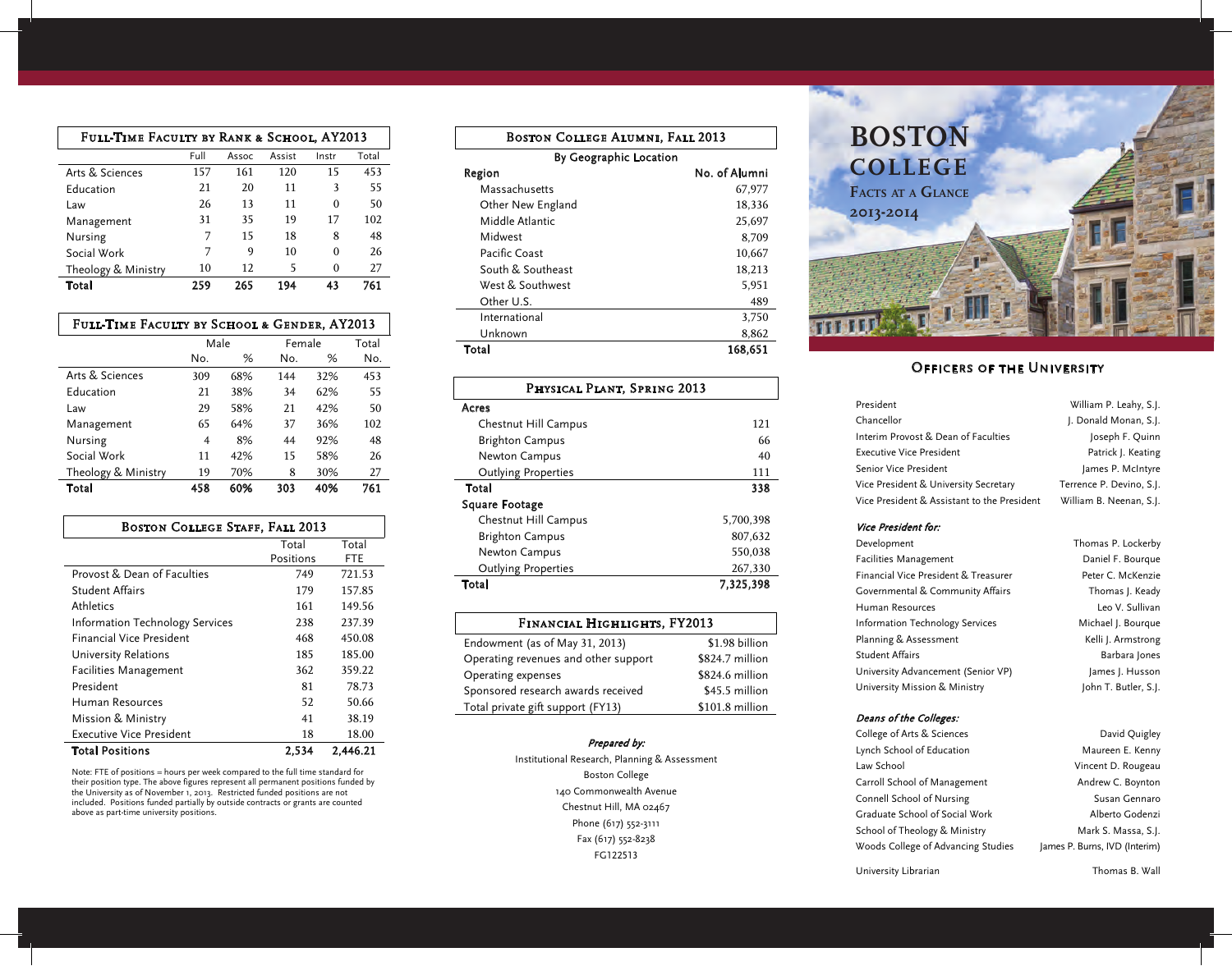# Boston College

## Facts at a Glance

2013-2014

## Full-Time Faculty by Rank & School, AY2013

| | Full | Assoc | Assist | Instr | Total |
|---|---|---|---|---|---|
| Arts & Sciences | 157 | 161 | 120 | 15 | 453 |
| Education | 21 | 20 | 11 | 3 | 55 |
| Law | 26 | 13 | 11 | 0 | 50 |
| Management | 31 | 35 | 19 | 17 | 102 |
| Nursing | 7 | 15 | 18 | 8 | 48 |
| Social Work | 7 | 9 | 10 | 0 | 26 |
| Theology & Ministry | 10 | 12 | 5 | 0 | 27 |
| **Total** | **259** | **265** | **194** | **43** | **761** |

## Full-Time Faculty by School & Gender, AY2013

| | Male | | Female | | Total |
|---|---|---|---|---|---|
| | No. | % | No. | % | No. |
| Arts & Sciences | 309 | 68% | 144 | 32% | 453 |
| Education | 21 | 38% | 34 | 62% | 55 |
| Law | 29 | 58% | 21 | 42% | 50 |
| Management | 65 | 64% | 37 | 36% | 102 |
| Nursing | 4 | 8% | 44 | 92% | 48 |
| Social Work | 11 | 42% | 15 | 58% | 26 |
| Theology & Ministry | 19 | 70% | 8 | 30% | 27 |
| **Total** | **458** | **60%** | **303** | **40%** | **761** |

## Boston College Staff, Fall 2013

| | Total Positions | Total FTE |
|---|---|---|
| Provost & Dean of Faculties | 749 | 721.53 |
| Student Affairs | 179 | 157.85 |
| Athletics | 161 | 149.56 |
| Information Technology Services | 238 | 237.39 |
| Financial Vice President | 468 | 450.08 |
| University Relations | 185 | 185.00 |
| Facilities Management | 362 | 359.22 |
| President | 81 | 78.73 |
| Human Resources | 52 | 50.66 |
| Mission & Ministry | 41 | 38.19 |
| Executive Vice President | 18 | 18.00 |
| **Total Positions** | **2,534** | **2,446.21** |

Note: FTE of positions = hours per week compared to the full time standard for their position type. The above figures represent all permanent positions funded by the University as of November 1, 2013. Restricted funded positions are not included. Positions funded partially by outside contracts or grants are counted above as part-time university positions.

## Boston College Alumni, Fall 2013

By Geographic Location

| Region | No. of Alumni |
|---|---|
| Massachusetts | 67,977 |
| Other New England | 18,336 |
| Middle Atlantic | 25,697 |
| Midwest | 8,709 |
| Pacific Coast | 10,667 |
| South & Southeast | 18,213 |
| West & Southwest | 5,951 |
| Other U.S. | 489 |
| International | 3,750 |
| Unknown | 8,862 |
| **Total** | **168,651** |

## Physical Plant, Spring 2013

| | |
|---|---|
| **Acres** | |
| Chestnut Hill Campus | 121 |
| Brighton Campus | 66 |
| Newton Campus | 40 |
| Outlying Properties | 111 |
| **Total** | **338** |
| **Square Footage** | |
| Chestnut Hill Campus | 5,700,398 |
| Brighton Campus | 807,632 |
| Newton Campus | 550,038 |
| Outlying Properties | 267,330 |
| **Total** | **7,325,398** |

## Financial Highlights, FY2013

| | |
|---|---|
| Endowment (as of May 31, 2013) | $1.98 billion |
| Operating revenues and other support | $824.7 million |
| Operating expenses | $824.6 million |
| Sponsored research awards received | $45.5 million |
| Total private gift support (FY13) | $101.8 million |

*Prepared by:*

Institutional Research, Planning & Assessment
Boston College
140 Commonwealth Avenue
Chestnut Hill, MA 02467
Phone (617) 552-3111
Fax (617) 552-8238
FG122513

## Officers of the University

| | |
|---|---|
| President | William P. Leahy, S.J. |
| Chancellor | J. Donald Monan, S.J. |
| Interim Provost & Dean of Faculties | Joseph F. Quinn |
| Executive Vice President | Patrick J. Keating |
| Senior Vice President | James P. McIntyre |
| Vice President & University Secretary | Terrence P. Devino, S.J. |
| Vice President & Assistant to the President | William B. Neenan, S.J. |

***Vice President for:***

| | |
|---|---|
| Development | Thomas P. Lockerby |
| Facilities Management | Daniel F. Bourque |
| Financial Vice President & Treasurer | Peter C. McKenzie |
| Governmental & Community Affairs | Thomas J. Keady |
| Human Resources | Leo V. Sullivan |
| Information Technology Services | Michael J. Bourque |
| Planning & Assessment | Kelli J. Armstrong |
| Student Affairs | Barbara Jones |
| University Advancement (Senior VP) | James J. Husson |
| University Mission & Ministry | John T. Butler, S.J. |

***Deans of the Colleges:***

| | |
|---|---|
| College of Arts & Sciences | David Quigley |
| Lynch School of Education | Maureen E. Kenny |
| Law School | Vincent D. Rougeau |
| Carroll School of Management | Andrew C. Boynton |
| Connell School of Nursing | Susan Gennaro |
| Graduate School of Social Work | Alberto Godenzi |
| School of Theology & Ministry | Mark S. Massa, S.J. |
| Woods College of Advancing Studies | James P. Burns, IVD (Interim) |

| | |
|---|---|
| University Librarian | Thomas B. Wall |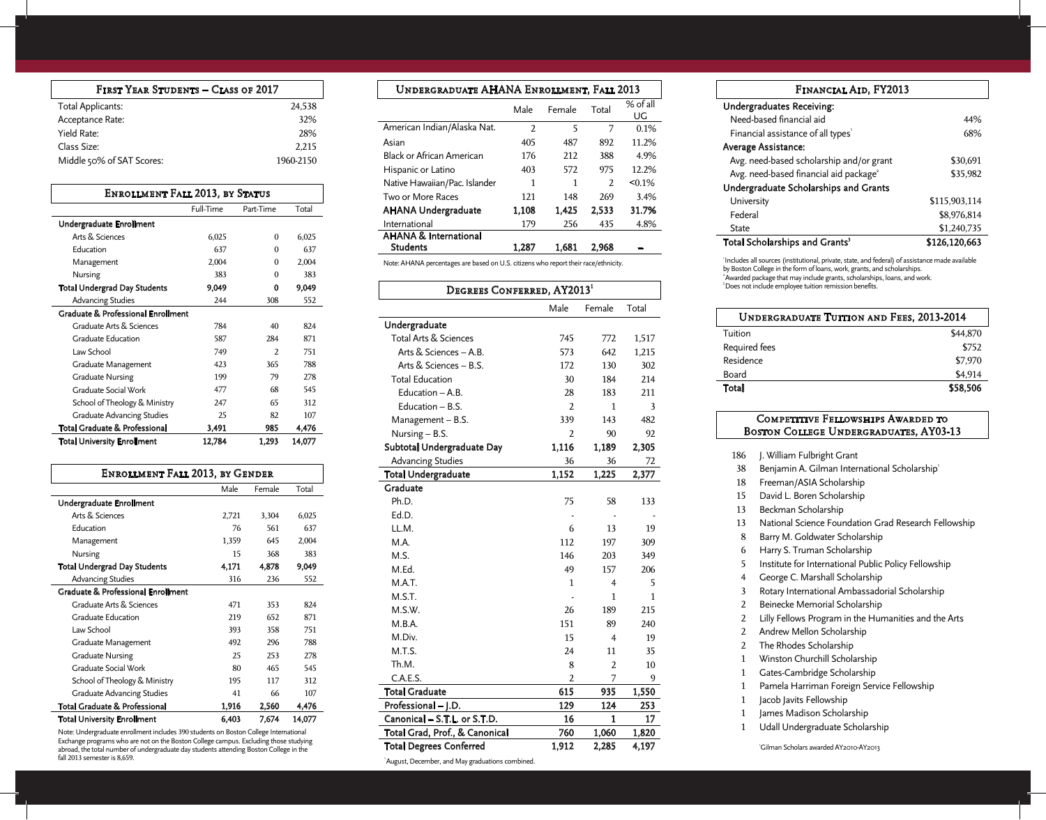## First Year Students – Class of 2017

| | |
|---|---|
| Total Applicants: | 24,538 |
| Acceptance Rate: | 32% |
| Yield Rate: | 28% |
| Class Size: | 2,215 |
| Middle 50% of SAT Scores: | 1960-2150 |

## Enrollment Fall 2013, by Status

| | Full-Time | Part-Time | Total |
|---|---|---|---|
| **Undergraduate Enrollment** | | | |
| Arts & Sciences | 6,025 | 0 | 6,025 |
| Education | 637 | 0 | 637 |
| Management | 2,004 | 0 | 2,004 |
| Nursing | 383 | 0 | 383 |
| **Total Undergrad Day Students** | **9,049** | **0** | **9,049** |
| Advancing Studies | 244 | 308 | 552 |
| **Graduate & Professional Enrollment** | | | |
| Graduate Arts & Sciences | 784 | 40 | 824 |
| Graduate Education | 587 | 284 | 871 |
| Law School | 749 | 2 | 751 |
| Graduate Management | 423 | 365 | 788 |
| Graduate Nursing | 199 | 79 | 278 |
| Graduate Social Work | 477 | 68 | 545 |
| School of Theology & Ministry | 247 | 65 | 312 |
| Graduate Advancing Studies | 25 | 82 | 107 |
| **Total Graduate & Professional** | **3,491** | **985** | **4,476** |
| **Total University Enrollment** | **12,784** | **1,293** | **14,077** |

## Enrollment Fall 2013, by Gender

| | Male | Female | Total |
|---|---|---|---|
| **Undergraduate Enrollment** | | | |
| Arts & Sciences | 2,721 | 3,304 | 6,025 |
| Education | 76 | 561 | 637 |
| Management | 1,359 | 645 | 2,004 |
| Nursing | 15 | 368 | 383 |
| **Total Undergrad Day Students** | **4,171** | **4,878** | **9,049** |
| Advancing Studies | 316 | 236 | 552 |
| **Graduate & Professional Enrollment** | | | |
| Graduate Arts & Sciences | 471 | 353 | 824 |
| Graduate Education | 219 | 652 | 871 |
| Law School | 393 | 358 | 751 |
| Graduate Management | 492 | 296 | 788 |
| Graduate Nursing | 25 | 253 | 278 |
| Graduate Social Work | 80 | 465 | 545 |
| School of Theology & Ministry | 195 | 117 | 312 |
| Graduate Advancing Studies | 41 | 66 | 107 |
| **Total Graduate & Professional** | **1,916** | **2,560** | **4,476** |
| **Total University Enrollment** | **6,403** | **7,674** | **14,077** |

Note: Undergraduate enrollment includes 390 students on Boston College International Exchange programs who are not on the Boston College campus. Excluding those studying abroad, the total number of undergraduate day students attending Boston College in the fall 2013 semester is 8,659.

## Undergraduate AHANA Enrollment, Fall 2013

| | Male | Female | Total | % of all UG |
|---|---|---|---|---|
| American Indian/Alaska Nat. | 2 | 5 | 7 | 0.1% |
| Asian | 405 | 487 | 892 | 11.2% |
| Black or African American | 176 | 212 | 388 | 4.9% |
| Hispanic or Latino | 403 | 572 | 975 | 12.2% |
| Native Hawaiian/Pac. Islander | 1 | 1 | 2 | <0.1% |
| Two or More Races | 121 | 148 | 269 | 3.4% |
| **AHANA Undergraduate** | **1,108** | **1,425** | **2,533** | **31.7%** |
| International | 179 | 256 | 435 | 4.8% |
| **AHANA & International Students** | **1,287** | **1,681** | **2,968** | **–** |

Note: AHANA percentages are based on U.S. citizens who report their race/ethnicity.

## Degrees Conferred, AY2013[1]

| | Male | Female | Total |
|---|---|---|---|
| **Undergraduate** | | | |
| Total Arts & Sciences | 745 | 772 | 1,517 |
| Arts & Sciences – A.B. | 573 | 642 | 1,215 |
| Arts & Sciences – B.S. | 172 | 130 | 302 |
| Total Education | 30 | 184 | 214 |
| Education – A.B. | 28 | 183 | 211 |
| Education – B.S. | 2 | 1 | 3 |
| Management – B.S. | 339 | 143 | 482 |
| Nursing – B.S. | 2 | 90 | 92 |
| **Subtotal Undergraduate Day** | **1,116** | **1,189** | **2,305** |
| Advancing Studies | 36 | 36 | 72 |
| **Total Undergraduate** | **1,152** | **1,225** | **2,377** |
| **Graduate** | | | |
| Ph.D. | 75 | 58 | 133 |
| Ed.D. | - | - | - |
| LL.M. | 6 | 13 | 19 |
| M.A. | 112 | 197 | 309 |
| M.S. | 146 | 203 | 349 |
| M.Ed. | 49 | 157 | 206 |
| M.A.T. | 1 | 4 | 5 |
| M.S.T. | - | 1 | 1 |
| M.S.W. | 26 | 189 | 215 |
| M.B.A. | 151 | 89 | 240 |
| M.Div. | 15 | 4 | 19 |
| M.T.S. | 24 | 11 | 35 |
| Th.M. | 8 | 2 | 10 |
| C.A.E.S. | 2 | 7 | 9 |
| **Total Graduate** | **615** | **935** | **1,550** |
| **Professional – J.D.** | **129** | **124** | **253** |
| **Canonical – S.T.L. or S.T.D.** | **16** | **1** | **17** |
| **Total Grad, Prof., & Canonical** | **760** | **1,060** | **1,820** |
| **Total Degrees Conferred** | **1,912** | **2,285** | **4,197** |

[1] August, December, and May graduations combined.

## Financial Aid, FY2013

| | |
|---|---|
| **Undergraduates Receiving:** | |
| Need-based financial aid | 44% |
| Financial assistance of all types[1] | 68% |
| **Average Assistance:** | |
| Avg. need-based scholarship and/or grant | $30,691 |
| Avg. need-based financial aid package[2] | $35,982 |
| **Undergraduate Scholarships and Grants** | |
| University | $115,903,114 |
| Federal | $8,976,814 |
| State | $1,240,735 |
| **Total Scholarships and Grants[3]** | **$126,120,663** |

[1] Includes all sources (institutional, private, state, and federal) of assistance made available by Boston College in the form of loans, work, grants, and scholarships.
[2] Awarded package that may include grants, scholarships, loans, and work.
[3] Does not include employee tuition remission benefits.

## Undergraduate Tuition and Fees, 2013-2014

| | |
|---|---|
| Tuition | $44,870 |
| Required fees | $752 |
| Residence | $7,970 |
| Board | $4,914 |
| **Total** | **$58,506** |

## Competitive Fellowships Awarded to Boston College Undergraduates, AY03-13

- 186 J. William Fulbright Grant
- 38 Benjamin A. Gilman International Scholarship[1]
- 18 Freeman/ASIA Scholarship
- 15 David L. Boren Scholarship
- 13 Beckman Scholarship
- 13 National Science Foundation Grad Research Fellowship
- 8 Barry M. Goldwater Scholarship
- 6 Harry S. Truman Scholarship
- 5 Institute for International Public Policy Fellowship
- 4 George C. Marshall Scholarship
- 3 Rotary International Ambassadorial Scholarship
- 2 Beinecke Memorial Scholarship
- 2 Lilly Fellows Program in the Humanities and the Arts
- 2 Andrew Mellon Scholarship
- 2 The Rhodes Scholarship
- 1 Winston Churchill Scholarship
- 1 Gates-Cambridge Scholarship
- 1 Pamela Harriman Foreign Service Fellowship
- 1 Jacob Javits Fellowship
- 1 James Madison Scholarship
- 1 Udall Undergraduate Scholarship

[1] Gilman Scholars awarded AY2010-AY2013